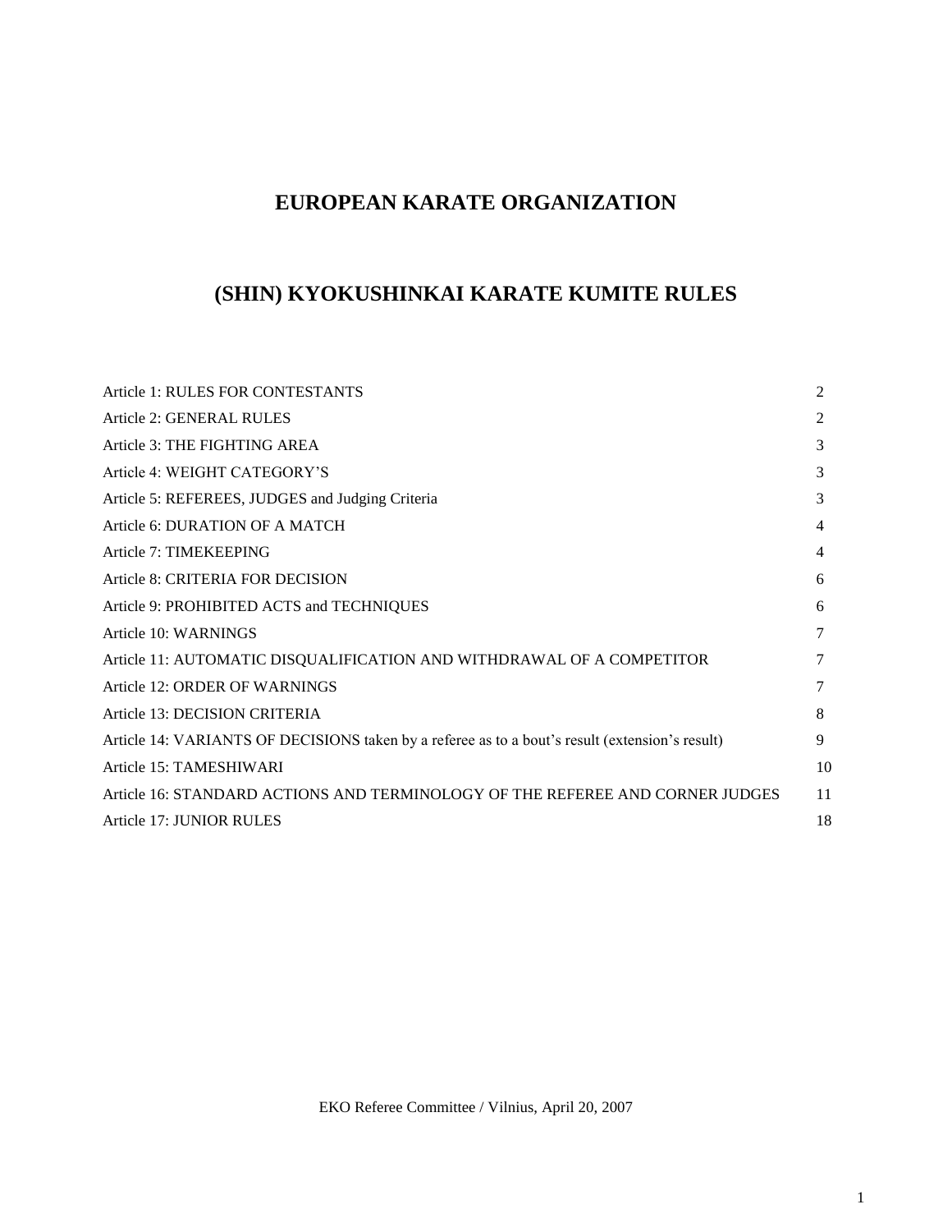# EUROPEAN KARATE ORGANIZATION

## (SHIN) KYOKUSHINKAI KARATE KUMITE RULES

| | |
|---|---|
| Article 1: RULES FOR CONTESTANTS | 2 |
| Article 2: GENERAL RULES | 2 |
| Article 3: THE FIGHTING AREA | 3 |
| Article 4: WEIGHT CATEGORY'S | 3 |
| Article 5: REFEREES, JUDGES and Judging Criteria | 3 |
| Article 6: DURATION OF A MATCH | 4 |
| Article 7: TIMEKEEPING | 4 |
| Article 8: CRITERIA FOR DECISION | 6 |
| Article 9: PROHIBITED ACTS and TECHNIQUES | 6 |
| Article 10: WARNINGS | 7 |
| Article 11: AUTOMATIC DISQUALIFICATION AND WITHDRAWAL OF A COMPETITOR | 7 |
| Article 12: ORDER OF WARNINGS | 7 |
| Article 13: DECISION CRITERIA | 8 |
| Article 14: VARIANTS OF DECISIONS taken by a referee as to a bout's result (extension's result) | 9 |
| Article 15: TAMESHIWARI | 10 |
| Article 16: STANDARD ACTIONS AND TERMINOLOGY OF THE REFEREE AND CORNER JUDGES | 11 |
| Article 17: JUNIOR RULES | 18 |

EKO Referee Committee / Vilnius, April 20, 2007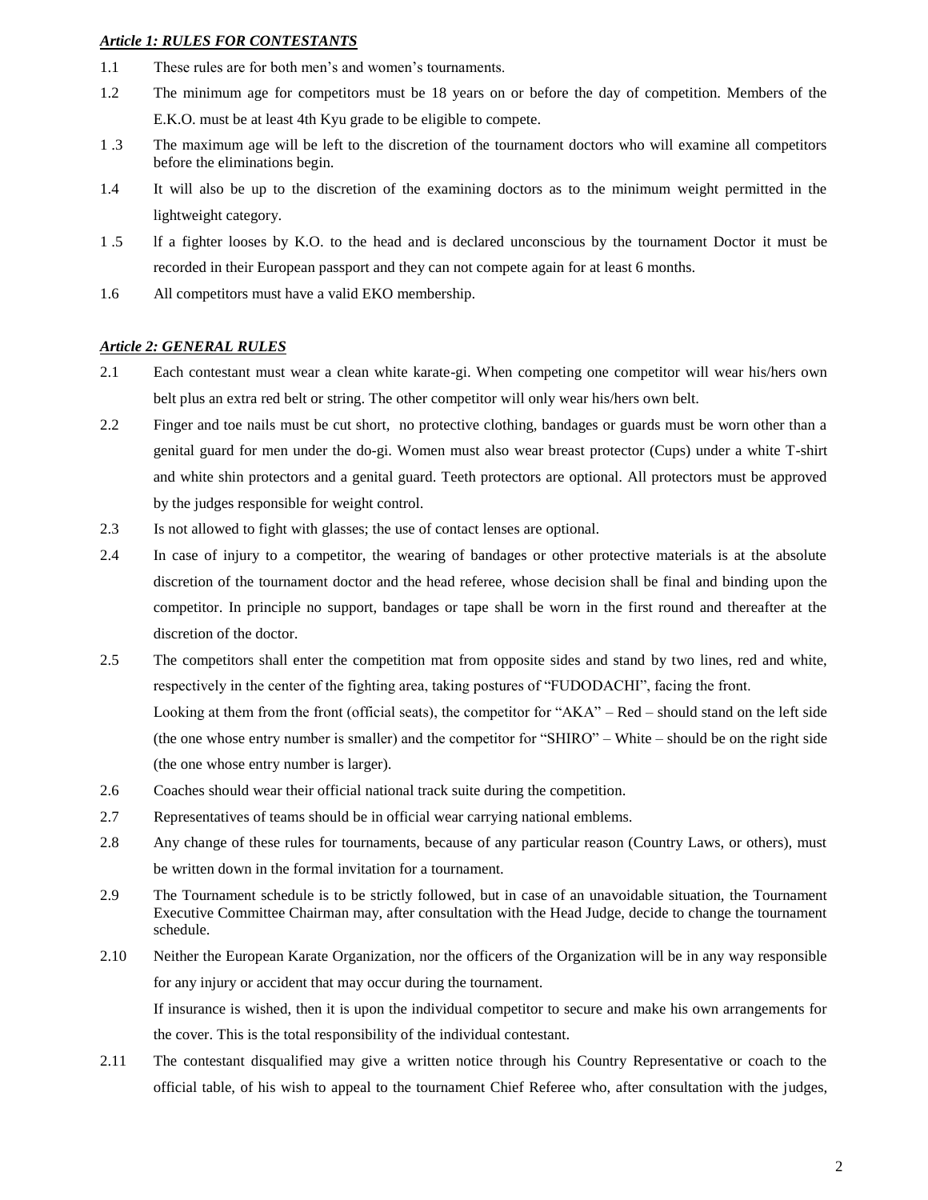***Article 1: RULES FOR CONTESTANTS***

1.1 These rules are for both men's and women's tournaments.

1.2 The minimum age for competitors must be 18 years on or before the day of competition. Members of the E.K.O. must be at least 4th Kyu grade to be eligible to compete.

1 .3 The maximum age will be left to the discretion of the tournament doctors who will examine all competitors before the eliminations begin.

1.4 It will also be up to the discretion of the examining doctors as to the minimum weight permitted in the lightweight category.

1 .5 lf a fighter looses by K.O. to the head and is declared unconscious by the tournament Doctor it must be recorded in their European passport and they can not compete again for at least 6 months.

1.6 All competitors must have a valid EKO membership.

***Article 2: GENERAL RULES***

2.1 Each contestant must wear a clean white karate-gi. When competing one competitor will wear his/hers own belt plus an extra red belt or string. The other competitor will only wear his/hers own belt.

2.2 Finger and toe nails must be cut short, no protective clothing, bandages or guards must be worn other than a genital guard for men under the do-gi. Women must also wear breast protector (Cups) under a white T-shirt and white shin protectors and a genital guard. Teeth protectors are optional. All protectors must be approved by the judges responsible for weight control.

2.3 Is not allowed to fight with glasses; the use of contact lenses are optional.

2.4 In case of injury to a competitor, the wearing of bandages or other protective materials is at the absolute discretion of the tournament doctor and the head referee, whose decision shall be final and binding upon the competitor. In principle no support, bandages or tape shall be worn in the first round and thereafter at the discretion of the doctor.

2.5 The competitors shall enter the competition mat from opposite sides and stand by two lines, red and white, respectively in the center of the fighting area, taking postures of "FUDODACHI", facing the front.
Looking at them from the front (official seats), the competitor for "AKA" – Red – should stand on the left side (the one whose entry number is smaller) and the competitor for "SHIRO" – White – should be on the right side (the one whose entry number is larger).

2.6 Coaches should wear their official national track suite during the competition.

2.7 Representatives of teams should be in official wear carrying national emblems.

2.8 Any change of these rules for tournaments, because of any particular reason (Country Laws, or others), must be written down in the formal invitation for a tournament.

2.9 The Tournament schedule is to be strictly followed, but in case of an unavoidable situation, the Tournament Executive Committee Chairman may, after consultation with the Head Judge, decide to change the tournament schedule.

2.10 Neither the European Karate Organization, nor the officers of the Organization will be in any way responsible for any injury or accident that may occur during the tournament.
If insurance is wished, then it is upon the individual competitor to secure and make his own arrangements for the cover. This is the total responsibility of the individual contestant.

2.11 The contestant disqualified may give a written notice through his Country Representative or coach to the official table, of his wish to appeal to the tournament Chief Referee who, after consultation with the judges,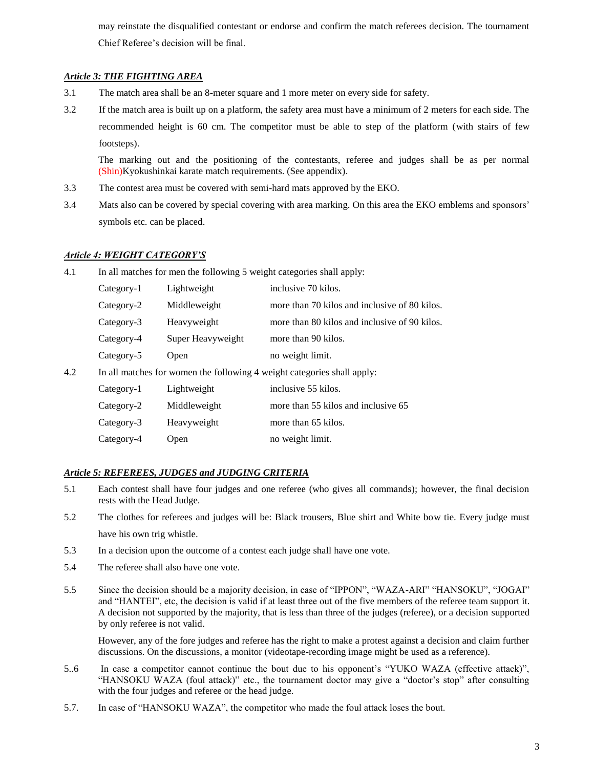may reinstate the disqualified contestant or endorse and confirm the match referees decision. The tournament Chief Referee's decision will be final.

### *Article 3: THE FIGHTING AREA*

3.1 The match area shall be an 8-meter square and 1 more meter on every side for safety.

3.2 If the match area is built up on a platform, the safety area must have a minimum of 2 meters for each side. The recommended height is 60 cm. The competitor must be able to step of the platform (with stairs of few footsteps).

The marking out and the positioning of the contestants, referee and judges shall be as per normal (Shin)Kyokushinkai karate match requirements. (See appendix).

3.3 The contest area must be covered with semi-hard mats approved by the EKO.

3.4 Mats also can be covered by special covering with area marking. On this area the EKO emblems and sponsors' symbols etc. can be placed.

### *Article 4: WEIGHT CATEGORY'S*

4.1 In all matches for men the following 5 weight categories shall apply:

| | | |
|---|---|---|
| Category-1 | Lightweight | inclusive 70 kilos. |
| Category-2 | Middleweight | more than 70 kilos and inclusive of 80 kilos. |
| Category-3 | Heavyweight | more than 80 kilos and inclusive of 90 kilos. |
| Category-4 | Super Heavyweight | more than 90 kilos. |
| Category-5 | Open | no weight limit. |

4.2 In all matches for women the following 4 weight categories shall apply:

| | | |
|---|---|---|
| Category-1 | Lightweight | inclusive 55 kilos. |
| Category-2 | Middleweight | more than 55 kilos and inclusive 65 |
| Category-3 | Heavyweight | more than 65 kilos. |
| Category-4 | Open | no weight limit. |

### *Article 5: REFEREES, JUDGES and JUDGING CRITERIA*

5.1 Each contest shall have four judges and one referee (who gives all commands); however, the final decision rests with the Head Judge.

5.2 The clothes for referees and judges will be: Black trousers, Blue shirt and White bow tie. Every judge must have his own trig whistle.

5.3 In a decision upon the outcome of a contest each judge shall have one vote.

5.4 The referee shall also have one vote.

5.5 Since the decision should be a majority decision, in case of "IPPON", "WAZA-ARI" "HANSOKU", "JOGAI" and "HANTEI", etc, the decision is valid if at least three out of the five members of the referee team support it. A decision not supported by the majority, that is less than three of the judges (referee), or a decision supported by only referee is not valid.

However, any of the fore judges and referee has the right to make a protest against a decision and claim further discussions. On the discussions, a monitor (videotape-recording image might be used as a reference).

5..6 In case a competitor cannot continue the bout due to his opponent's "YUKO WAZA (effective attack)", "HANSOKU WAZA (foul attack)" etc., the tournament doctor may give a "doctor's stop" after consulting with the four judges and referee or the head judge.

5.7. In case of "HANSOKU WAZA", the competitor who made the foul attack loses the bout.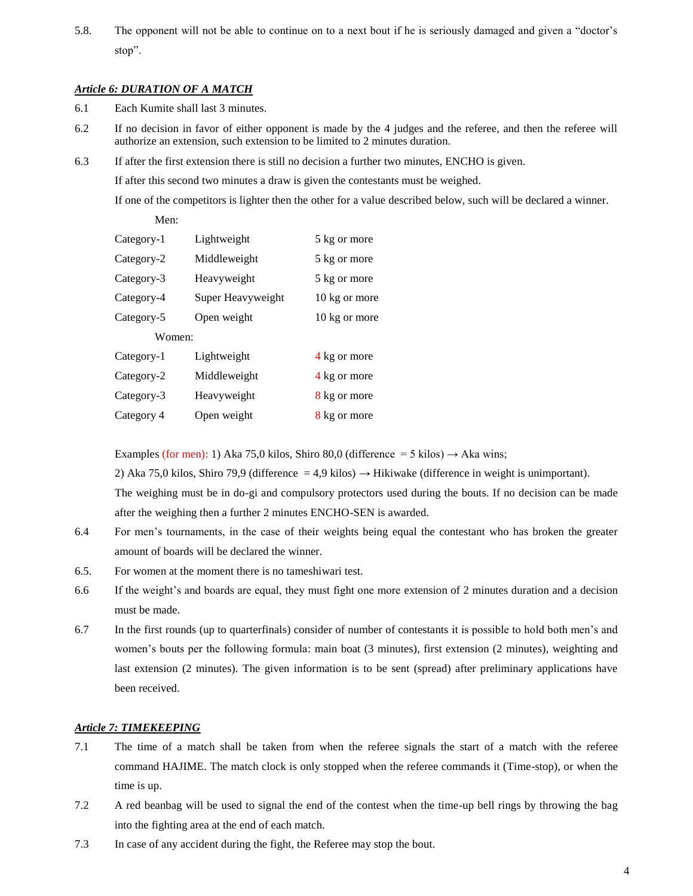5.8. The opponent will not be able to continue on to a next bout if he is seriously damaged and given a "doctor's stop".

### ***Article 6: DURATION OF A MATCH***

6.1 Each Kumite shall last 3 minutes.

6.2 If no decision in favor of either opponent is made by the 4 judges and the referee, and then the referee will authorize an extension, such extension to be limited to 2 minutes duration.

6.3 If after the first extension there is still no decision a further two minutes, ENCHO is given.

If after this second two minutes a draw is given the contestants must be weighed.

If one of the competitors is lighter then the other for a value described below, such will be declared a winner.

Men:

| | | |
|---|---|---|
| Category-1 | Lightweight | 5 kg or more |
| Category-2 | Middleweight | 5 kg or more |
| Category-3 | Heavyweight | 5 kg or more |
| Category-4 | Super Heavyweight | 10 kg or more |
| Category-5 | Open weight | 10 kg or more |

Women:

| | | |
|---|---|---|
| Category-1 | Lightweight | 4 kg or more |
| Category-2 | Middleweight | 4 kg or more |
| Category-3 | Heavyweight | 8 kg or more |
| Category 4 | Open weight | 8 kg or more |

Examples (for men): 1) Aka 75,0 kilos, Shiro 80,0 (difference = 5 kilos) → Aka wins;

2) Aka 75,0 kilos, Shiro 79,9 (difference = 4,9 kilos) → Hikiwake (difference in weight is unimportant).

The weighing must be in do-gi and compulsory protectors used during the bouts. If no decision can be made after the weighing then a further 2 minutes ENCHO-SEN is awarded.

6.4 For men's tournaments, in the case of their weights being equal the contestant who has broken the greater amount of boards will be declared the winner.

6.5. For women at the moment there is no tameshiwari test.

6.6 If the weight's and boards are equal, they must fight one more extension of 2 minutes duration and a decision must be made.

6.7 In the first rounds (up to quarterfinals) consider of number of contestants it is possible to hold both men's and women's bouts per the following formula: main boat (3 minutes), first extension (2 minutes), weighting and last extension (2 minutes). The given information is to be sent (spread) after preliminary applications have been received.

### ***Article 7: TIMEKEEPING***

7.1 The time of a match shall be taken from when the referee signals the start of a match with the referee command HAJIME. The match clock is only stopped when the referee commands it (Time-stop), or when the time is up.

7.2 A red beanbag will be used to signal the end of the contest when the time-up bell rings by throwing the bag into the fighting area at the end of each match.

7.3 In case of any accident during the fight, the Referee may stop the bout.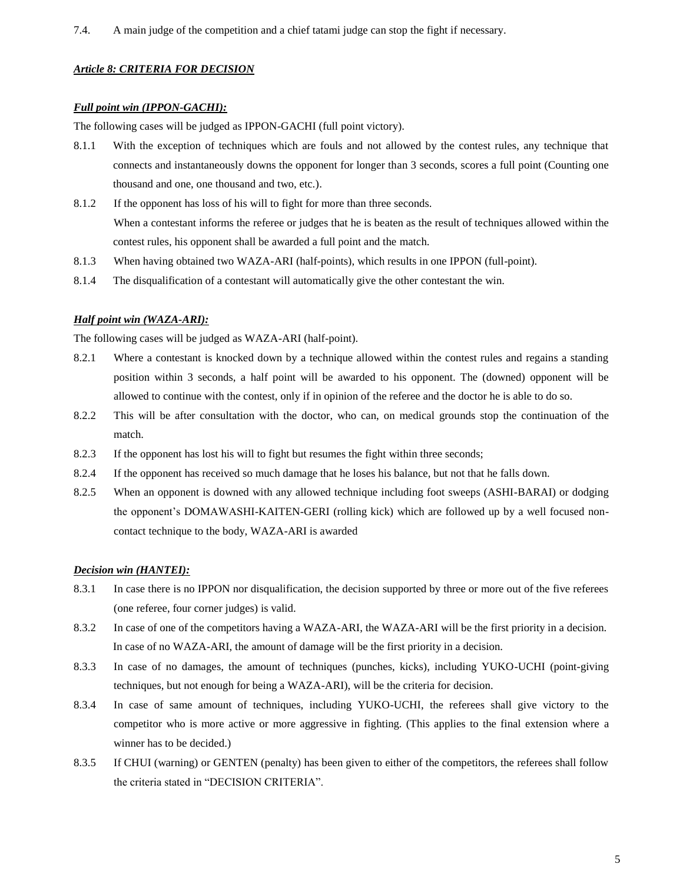7.4. A main judge of the competition and a chief tatami judge can stop the fight if necessary.

## ***Article 8: CRITERIA FOR DECISION***

### ***Full point win (IPPON-GACHI):***

The following cases will be judged as IPPON-GACHI (full point victory).

8.1.1 With the exception of techniques which are fouls and not allowed by the contest rules, any technique that connects and instantaneously downs the opponent for longer than 3 seconds, scores a full point (Counting one thousand and one, one thousand and two, etc.).

8.1.2 If the opponent has loss of his will to fight for more than three seconds.
When a contestant informs the referee or judges that he is beaten as the result of techniques allowed within the contest rules, his opponent shall be awarded a full point and the match.

8.1.3 When having obtained two WAZA-ARI (half-points), which results in one IPPON (full-point).

8.1.4 The disqualification of a contestant will automatically give the other contestant the win.

### ***Half point win (WAZA-ARI):***

The following cases will be judged as WAZA-ARI (half-point).

8.2.1 Where a contestant is knocked down by a technique allowed within the contest rules and regains a standing position within 3 seconds, a half point will be awarded to his opponent. The (downed) opponent will be allowed to continue with the contest, only if in opinion of the referee and the doctor he is able to do so.

8.2.2 This will be after consultation with the doctor, who can, on medical grounds stop the continuation of the match.

8.2.3 If the opponent has lost his will to fight but resumes the fight within three seconds;

8.2.4 If the opponent has received so much damage that he loses his balance, but not that he falls down.

8.2.5 When an opponent is downed with any allowed technique including foot sweeps (ASHI-BARAI) or dodging the opponent's DOMAWASHI-KAITEN-GERI (rolling kick) which are followed up by a well focused non-contact technique to the body, WAZA-ARI is awarded

### ***Decision win (HANTEI):***

8.3.1 In case there is no IPPON nor disqualification, the decision supported by three or more out of the five referees (one referee, four corner judges) is valid.

8.3.2 In case of one of the competitors having a WAZA-ARI, the WAZA-ARI will be the first priority in a decision.
In case of no WAZA-ARI, the amount of damage will be the first priority in a decision.

8.3.3 In case of no damages, the amount of techniques (punches, kicks), including YUKO-UCHI (point-giving techniques, but not enough for being a WAZA-ARI), will be the criteria for decision.

8.3.4 In case of same amount of techniques, including YUKO-UCHI, the referees shall give victory to the competitor who is more active or more aggressive in fighting. (This applies to the final extension where a winner has to be decided.)

8.3.5 If CHUI (warning) or GENTEN (penalty) has been given to either of the competitors, the referees shall follow the criteria stated in "DECISION CRITERIA".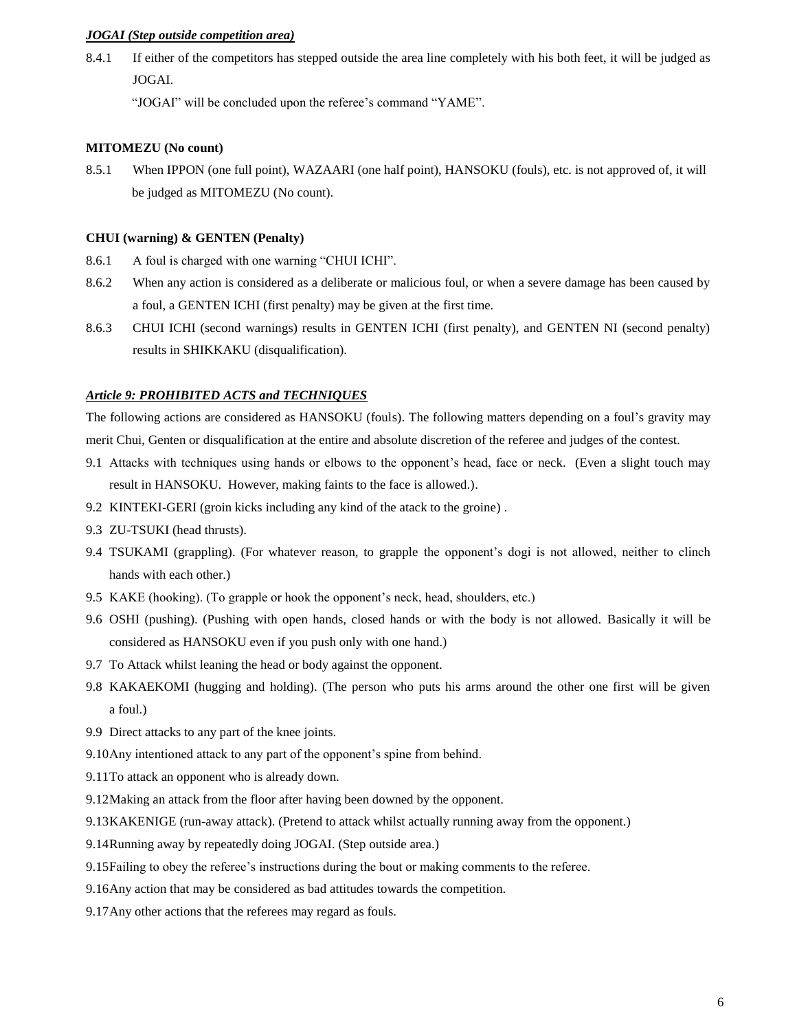***JOGAI (Step outside competition area)***

8.4.1 If either of the competitors has stepped outside the area line completely with his both feet, it will be judged as JOGAI.

"JOGAI" will be concluded upon the referee's command "YAME".

**MITOMEZU (No count)**

8.5.1 When IPPON (one full point), WAZAARI (one half point), HANSOKU (fouls), etc. is not approved of, it will be judged as MITOMEZU (No count).

**CHUI (warning) & GENTEN (Penalty)**

8.6.1 A foul is charged with one warning "CHUI ICHI".

8.6.2 When any action is considered as a deliberate or malicious foul, or when a severe damage has been caused by a foul, a GENTEN ICHI (first penalty) may be given at the first time.

8.6.3 CHUI ICHI (second warnings) results in GENTEN ICHI (first penalty), and GENTEN NI (second penalty) results in SHIKKAKU (disqualification).

***Article 9: PROHIBITED ACTS and TECHNIQUES***

The following actions are considered as HANSOKU (fouls). The following matters depending on a foul's gravity may merit Chui, Genten or disqualification at the entire and absolute discretion of the referee and judges of the contest.

9.1 Attacks with techniques using hands or elbows to the opponent's head, face or neck. (Even a slight touch may result in HANSOKU. However, making faints to the face is allowed.).

9.2 KINTEKI-GERI (groin kicks including any kind of the atack to the groine) .

9.3 ZU-TSUKI (head thrusts).

9.4 TSUKAMI (grappling). (For whatever reason, to grapple the opponent's dogi is not allowed, neither to clinch hands with each other.)

9.5 KAKE (hooking). (To grapple or hook the opponent's neck, head, shoulders, etc.)

9.6 OSHI (pushing). (Pushing with open hands, closed hands or with the body is not allowed. Basically it will be considered as HANSOKU even if you push only with one hand.)

9.7 To Attack whilst leaning the head or body against the opponent.

9.8 KAKAEKOMI (hugging and holding). (The person who puts his arms around the other one first will be given a foul.)

9.9 Direct attacks to any part of the knee joints.

9.10 Any intentioned attack to any part of the opponent's spine from behind.

9.11 To attack an opponent who is already down.

9.12 Making an attack from the floor after having been downed by the opponent.

9.13 KAKENIGE (run-away attack). (Pretend to attack whilst actually running away from the opponent.)

9.14 Running away by repeatedly doing JOGAI. (Step outside area.)

9.15 Failing to obey the referee's instructions during the bout or making comments to the referee.

9.16 Any action that may be considered as bad attitudes towards the competition.

9.17 Any other actions that the referees may regard as fouls.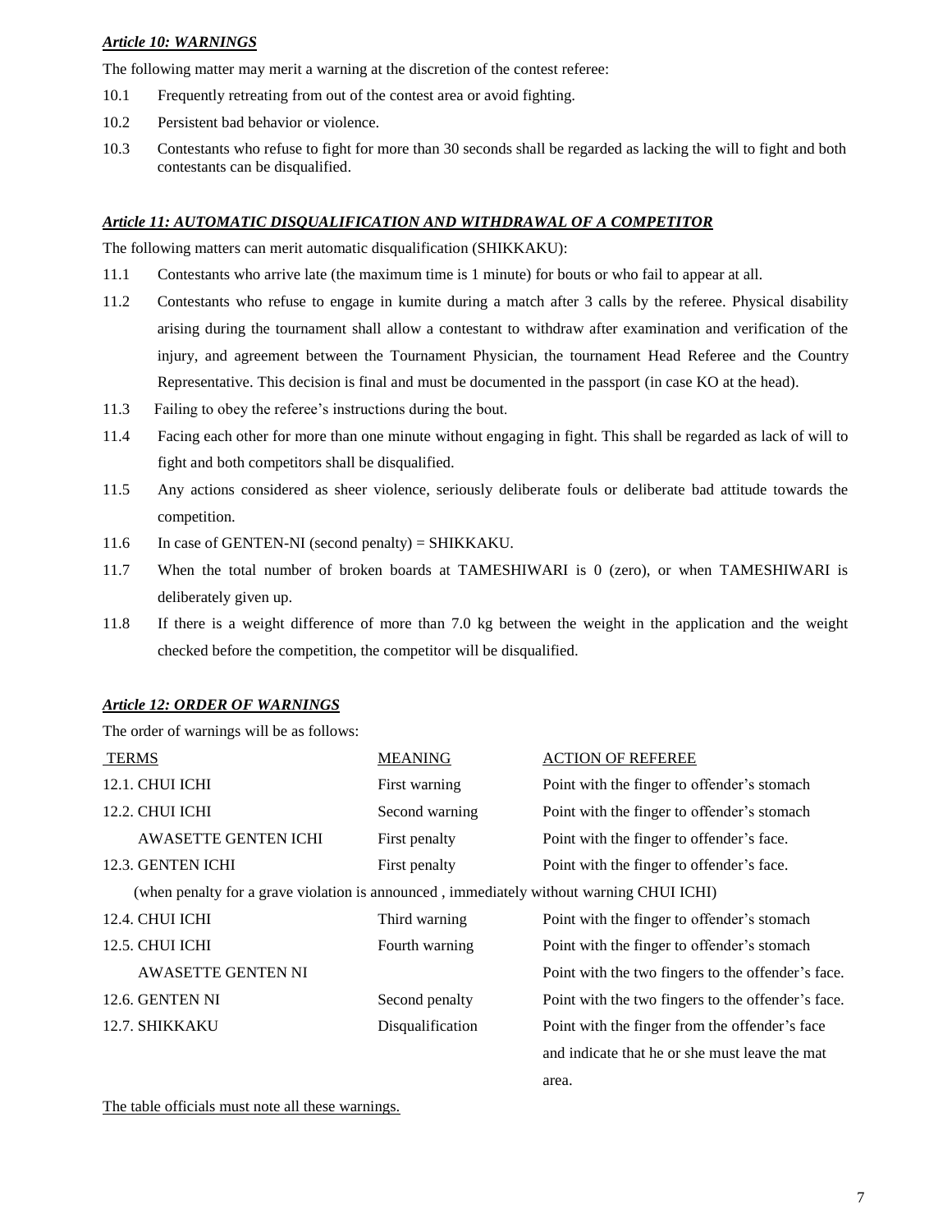***Article 10: WARNINGS***

The following matter may merit a warning at the discretion of the contest referee:

10.1 Frequently retreating from out of the contest area or avoid fighting.

10.2 Persistent bad behavior or violence.

10.3 Contestants who refuse to fight for more than 30 seconds shall be regarded as lacking the will to fight and both contestants can be disqualified.

***Article 11: AUTOMATIC DISQUALIFICATION AND WITHDRAWAL OF A COMPETITOR***

The following matters can merit automatic disqualification (SHIKKAKU):

11.1 Contestants who arrive late (the maximum time is 1 minute) for bouts or who fail to appear at all.

11.2 Contestants who refuse to engage in kumite during a match after 3 calls by the referee. Physical disability arising during the tournament shall allow a contestant to withdraw after examination and verification of the injury, and agreement between the Tournament Physician, the tournament Head Referee and the Country Representative. This decision is final and must be documented in the passport (in case KO at the head).

11.3 Failing to obey the referee's instructions during the bout.

11.4 Facing each other for more than one minute without engaging in fight. This shall be regarded as lack of will to fight and both competitors shall be disqualified.

11.5 Any actions considered as sheer violence, seriously deliberate fouls or deliberate bad attitude towards the competition.

11.6 In case of GENTEN-NI (second penalty) = SHIKKAKU.

11.7 When the total number of broken boards at TAMESHIWARI is 0 (zero), or when TAMESHIWARI is deliberately given up.

11.8 If there is a weight difference of more than 7.0 kg between the weight in the application and the weight checked before the competition, the competitor will be disqualified.

***Article 12: ORDER OF WARNINGS***

The order of warnings will be as follows:

| TERMS | MEANING | ACTION OF REFEREE |
|---|---|---|
| 12.1. CHUI ICHI | First warning | Point with the finger to offender's stomach |
| 12.2. CHUI ICHI | Second warning | Point with the finger to offender's stomach |
| AWASETTE GENTEN ICHI | First penalty | Point with the finger to offender's face. |
| 12.3. GENTEN ICHI | First penalty | Point with the finger to offender's face. |
| (when penalty for a grave violation is announced , immediately without warning CHUI ICHI) | | |
| 12.4. CHUI ICHI | Third warning | Point with the finger to offender's stomach |
| 12.5. CHUI ICHI | Fourth warning | Point with the finger to offender's stomach |
| AWASETTE GENTEN NI | | Point with the two fingers to the offender's face. |
| 12.6. GENTEN NI | Second penalty | Point with the two fingers to the offender's face. |
| 12.7. SHIKKAKU | Disqualification | Point with the finger from the offender's face and indicate that he or she must leave the mat area. |

The table officials must note all these warnings.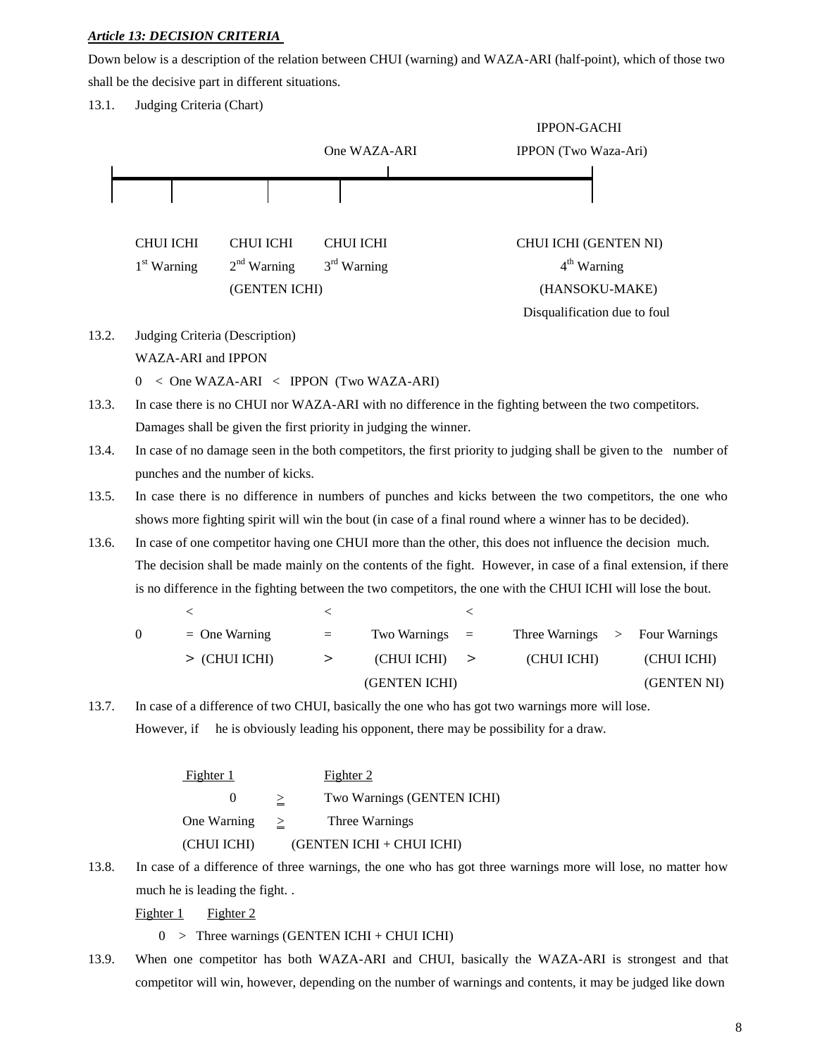***Article 13: DECISION CRITERIA***

Down below is a description of the relation between CHUI (warning) and WAZA-ARI (half-point), which of those two shall be the decisive part in different situations.

13.1. Judging Criteria (Chart)

| CHUI ICHI | CHUI ICHI | CHUI ICHI | One WAZA-ARI | IPPON-GACHI IPPON (Two Waza-Ari) |
|---|---|---|---|---|
| 1st Warning | 2nd Warning (GENTEN ICHI) | 3rd Warning | | CHUI ICHI (GENTEN NI) 4th Warning (HANSOKU-MAKE) Disqualification due to foul |

13.2. Judging Criteria (Description)

WAZA-ARI and IPPON

0 < One WAZA-ARI < IPPON (Two WAZA-ARI)

13.3. In case there is no CHUI nor WAZA-ARI with no difference in the fighting between the two competitors. Damages shall be given the first priority in judging the winner.

13.4. In case of no damage seen in the both competitors, the first priority to judging shall be given to the number of punches and the number of kicks.

13.5. In case there is no difference in numbers of punches and kicks between the two competitors, the one who shows more fighting spirit will win the bout (in case of a final round where a winner has to be decided).

13.6. In case of one competitor having one CHUI more than the other, this does not influence the decision much. The decision shall be made mainly on the contents of the fight. However, in case of a final extension, if there is no difference in the fighting between the two competitors, the one with the CHUI ICHI will lose the bout.

| 0 | < = > | One Warning (CHUI ICHI) | < = > | Two Warnings (CHUI ICHI) (GENTEN ICHI) | < = > | Three Warnings (CHUI ICHI) | > | Four Warnings (CHUI ICHI) (GENTEN NI) |
|---|---|---|---|---|---|---|---|---|

13.7. In case of a difference of two CHUI, basically the one who has got two warnings more will lose. However, if he is obviously leading his opponent, there may be possibility for a draw.

| Fighter 1 | | Fighter 2 |
|---|---|---|
| 0 | ≥ | Two Warnings (GENTEN ICHI) |
| One Warning (CHUI ICHI) | ≥ | Three Warnings (GENTEN ICHI + CHUI ICHI) |

13.8. In case of a difference of three warnings, the one who has got three warnings more will lose, no matter how much he is leading the fight. .

| Fighter 1 | | Fighter 2 |
|---|---|---|
| 0 | > | Three warnings (GENTEN ICHI + CHUI ICHI) |

13.9. When one competitor has both WAZA-ARI and CHUI, basically the WAZA-ARI is strongest and that competitor will win, however, depending on the number of warnings and contents, it may be judged like down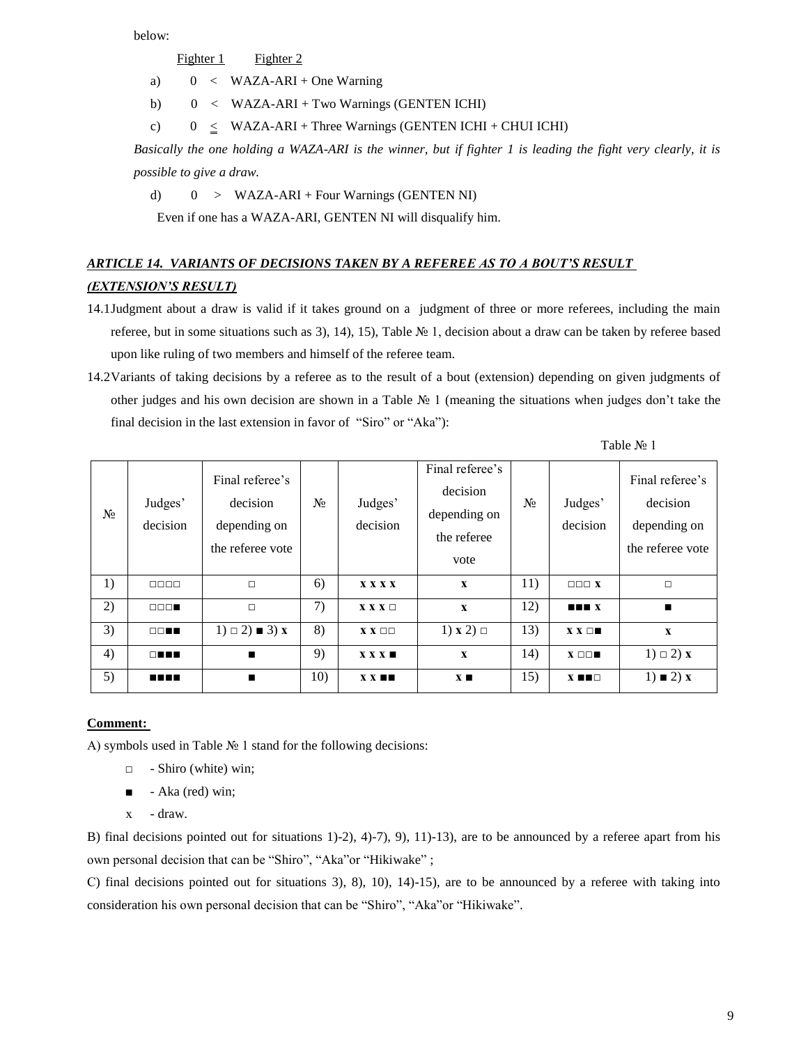below:

Fighter 1 Fighter 2

a) 0 < WAZA-ARI + One Warning

b) 0 < WAZA-ARI + Two Warnings (GENTEN ICHI)

c) 0 ≤ WAZA-ARI + Three Warnings (GENTEN ICHI + CHUI ICHI)

*Basically the one holding a WAZA-ARI is the winner, but if fighter 1 is leading the fight very clearly, it is possible to give a draw.*

d) 0 > WAZA-ARI + Four Warnings (GENTEN NI)

Even if one has a WAZA-ARI, GENTEN NI will disqualify him.

### *ARTICLE 14. VARIANTS OF DECISIONS TAKEN BY A REFEREE AS TO A BOUT'S RESULT (EXTENSION'S RESULT)*

14.1 Judgment about a draw is valid if it takes ground on a judgment of three or more referees, including the main referee, but in some situations such as 3), 14), 15), Table № 1, decision about a draw can be taken by referee based upon like ruling of two members and himself of the referee team.

14.2 Variants of taking decisions by a referee as to the result of a bout (extension) depending on given judgments of other judges and his own decision are shown in a Table № 1 (meaning the situations when judges don't take the final decision in the last extension in favor of "Siro" or "Aka"):

Table № 1

| № | Judges' decision | Final referee's decision depending on the referee vote | № | Judges' decision | Final referee's decision depending on the referee vote | № | Judges' decision | Final referee's decision depending on the referee vote |
|---|---|---|---|---|---|---|---|---|
| 1) | □□□□ | □ | 6) | **x x x x** | **x** | 11) | □□□ **x** | □ |
| 2) | □□□■ | □ | 7) | **x x x** □ | **x** | 12) | ■■■ **x** | ■ |
| 3) | □□■■ | 1) □ 2) ■ 3) **x** | 8) | **x x** □□ | 1) **x** 2) □ | 13) | **x x** □■ | **x** |
| 4) | □■■■ | ■ | 9) | **x x x** ■ | **x** | 14) | **x** □□■ | 1) □ 2) **x** |
| 5) | ■■■■ | ■ | 10) | **x x** ■■ | **x** ■ | 15) | **x** ■■□ | 1) ■ 2) **x** |

**Comment:**

A) symbols used in Table № 1 stand for the following decisions:

- □ - Shiro (white) win;
- ■ - Aka (red) win;
- x - draw.

B) final decisions pointed out for situations 1)-2), 4)-7), 9), 11)-13), are to be announced by a referee apart from his own personal decision that can be "Shiro", "Aka" or "Hikiwake" ;

C) final decisions pointed out for situations 3), 8), 10), 14)-15), are to be announced by a referee with taking into consideration his own personal decision that can be "Shiro", "Aka" or "Hikiwake".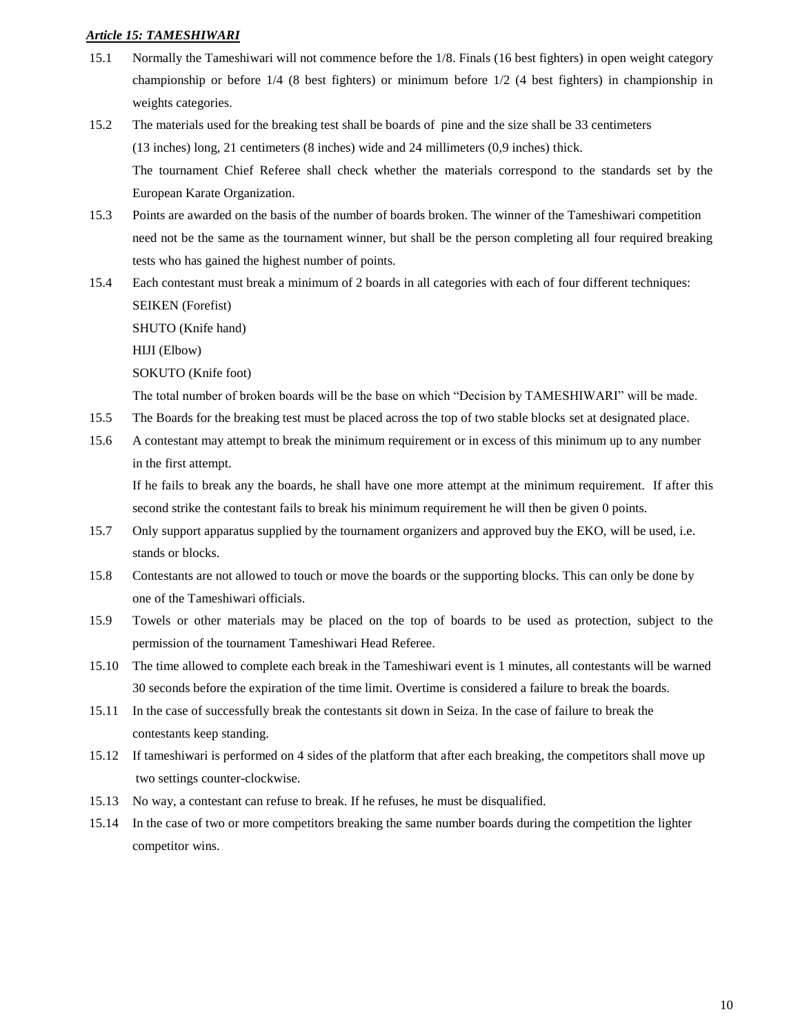***Article 15: TAMESHIWARI***

15.1 Normally the Tameshiwari will not commence before the 1/8. Finals (16 best fighters) in open weight category championship or before 1/4 (8 best fighters) or minimum before 1/2 (4 best fighters) in championship in weights categories.

15.2 The materials used for the breaking test shall be boards of pine and the size shall be 33 centimeters (13 inches) long, 21 centimeters (8 inches) wide and 24 millimeters (0,9 inches) thick.
The tournament Chief Referee shall check whether the materials correspond to the standards set by the European Karate Organization.

15.3 Points are awarded on the basis of the number of boards broken. The winner of the Tameshiwari competition need not be the same as the tournament winner, but shall be the person completing all four required breaking tests who has gained the highest number of points.

15.4 Each contestant must break a minimum of 2 boards in all categories with each of four different techniques:
SEIKEN (Forefist)
SHUTO (Knife hand)
HIJI (Elbow)
SOKUTO (Knife foot)
The total number of broken boards will be the base on which "Decision by TAMESHIWARI" will be made.

15.5 The Boards for the breaking test must be placed across the top of two stable blocks set at designated place.

15.6 A contestant may attempt to break the minimum requirement or in excess of this minimum up to any number in the first attempt.
If he fails to break any the boards, he shall have one more attempt at the minimum requirement. If after this second strike the contestant fails to break his minimum requirement he will then be given 0 points.

15.7 Only support apparatus supplied by the tournament organizers and approved buy the EKO, will be used, i.e. stands or blocks.

15.8 Contestants are not allowed to touch or move the boards or the supporting blocks. This can only be done by one of the Tameshiwari officials.

15.9 Towels or other materials may be placed on the top of boards to be used as protection, subject to the permission of the tournament Tameshiwari Head Referee.

15.10 The time allowed to complete each break in the Tameshiwari event is 1 minutes, all contestants will be warned 30 seconds before the expiration of the time limit. Overtime is considered a failure to break the boards.

15.11 In the case of successfully break the contestants sit down in Seiza. In the case of failure to break the contestants keep standing.

15.12 If tameshiwari is performed on 4 sides of the platform that after each breaking, the competitors shall move up two settings counter-clockwise.

15.13 No way, a contestant can refuse to break. If he refuses, he must be disqualified.

15.14 In the case of two or more competitors breaking the same number boards during the competition the lighter competitor wins.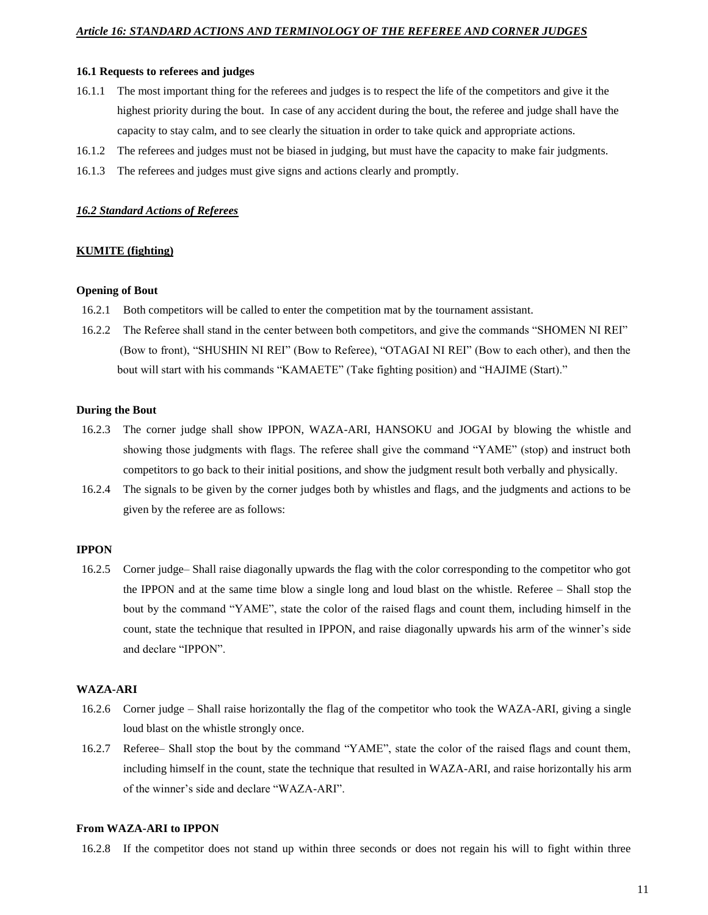***Article 16: STANDARD ACTIONS AND TERMINOLOGY OF THE REFEREE AND CORNER JUDGES***

**16.1 Requests to referees and judges**

16.1.1 The most important thing for the referees and judges is to respect the life of the competitors and give it the highest priority during the bout. In case of any accident during the bout, the referee and judge shall have the capacity to stay calm, and to see clearly the situation in order to take quick and appropriate actions.

16.1.2 The referees and judges must not be biased in judging, but must have the capacity to make fair judgments.

16.1.3 The referees and judges must give signs and actions clearly and promptly.

***16.2 Standard Actions of Referees***

**KUMITE (fighting)**

**Opening of Bout**

16.2.1 Both competitors will be called to enter the competition mat by the tournament assistant.

16.2.2 The Referee shall stand in the center between both competitors, and give the commands "SHOMEN NI REI" (Bow to front), "SHUSHIN NI REI" (Bow to Referee), "OTAGAI NI REI" (Bow to each other), and then the bout will start with his commands "KAMAETE" (Take fighting position) and "HAJIME (Start)."

**During the Bout**

16.2.3 The corner judge shall show IPPON, WAZA-ARI, HANSOKU and JOGAI by blowing the whistle and showing those judgments with flags. The referee shall give the command "YAME" (stop) and instruct both competitors to go back to their initial positions, and show the judgment result both verbally and physically.

16.2.4 The signals to be given by the corner judges both by whistles and flags, and the judgments and actions to be given by the referee are as follows:

**IPPON**

16.2.5 Corner judge– Shall raise diagonally upwards the flag with the color corresponding to the competitor who got the IPPON and at the same time blow a single long and loud blast on the whistle. Referee – Shall stop the bout by the command "YAME", state the color of the raised flags and count them, including himself in the count, state the technique that resulted in IPPON, and raise diagonally upwards his arm of the winner's side and declare "IPPON".

**WAZA-ARI**

16.2.6 Corner judge – Shall raise horizontally the flag of the competitor who took the WAZA-ARI, giving a single loud blast on the whistle strongly once.

16.2.7 Referee– Shall stop the bout by the command "YAME", state the color of the raised flags and count them, including himself in the count, state the technique that resulted in WAZA-ARI, and raise horizontally his arm of the winner's side and declare "WAZA-ARI".

**From WAZA-ARI to IPPON**

16.2.8 If the competitor does not stand up within three seconds or does not regain his will to fight within three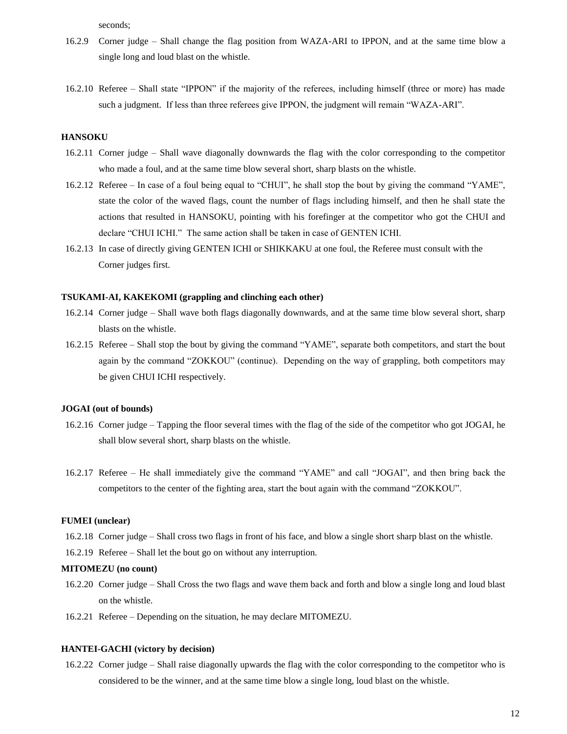seconds;

16.2.9 Corner judge – Shall change the flag position from WAZA-ARI to IPPON, and at the same time blow a single long and loud blast on the whistle.

16.2.10 Referee – Shall state "IPPON" if the majority of the referees, including himself (three or more) has made such a judgment. If less than three referees give IPPON, the judgment will remain "WAZA-ARI".

**HANSOKU**

16.2.11 Corner judge – Shall wave diagonally downwards the flag with the color corresponding to the competitor who made a foul, and at the same time blow several short, sharp blasts on the whistle.

16.2.12 Referee – In case of a foul being equal to "CHUI", he shall stop the bout by giving the command "YAME", state the color of the waved flags, count the number of flags including himself, and then he shall state the actions that resulted in HANSOKU, pointing with his forefinger at the competitor who got the CHUI and declare "CHUI ICHI." The same action shall be taken in case of GENTEN ICHI.

16.2.13 In case of directly giving GENTEN ICHI or SHIKKAKU at one foul, the Referee must consult with the Corner judges first.

**TSUKAMI-AI, KAKEKOMI (grappling and clinching each other)**

16.2.14 Corner judge – Shall wave both flags diagonally downwards, and at the same time blow several short, sharp blasts on the whistle.

16.2.15 Referee – Shall stop the bout by giving the command "YAME", separate both competitors, and start the bout again by the command "ZOKKOU" (continue). Depending on the way of grappling, both competitors may be given CHUI ICHI respectively.

**JOGAI (out of bounds)**

16.2.16 Corner judge – Tapping the floor several times with the flag of the side of the competitor who got JOGAI, he shall blow several short, sharp blasts on the whistle.

16.2.17 Referee – He shall immediately give the command "YAME" and call "JOGAI", and then bring back the competitors to the center of the fighting area, start the bout again with the command "ZOKKOU".

**FUMEI (unclear)**

16.2.18 Corner judge – Shall cross two flags in front of his face, and blow a single short sharp blast on the whistle.

16.2.19 Referee – Shall let the bout go on without any interruption.

**MITOMEZU (no count)**

16.2.20 Corner judge – Shall Cross the two flags and wave them back and forth and blow a single long and loud blast on the whistle.

16.2.21 Referee – Depending on the situation, he may declare MITOMEZU.

**HANTEI-GACHI (victory by decision)**

16.2.22 Corner judge – Shall raise diagonally upwards the flag with the color corresponding to the competitor who is considered to be the winner, and at the same time blow a single long, loud blast on the whistle.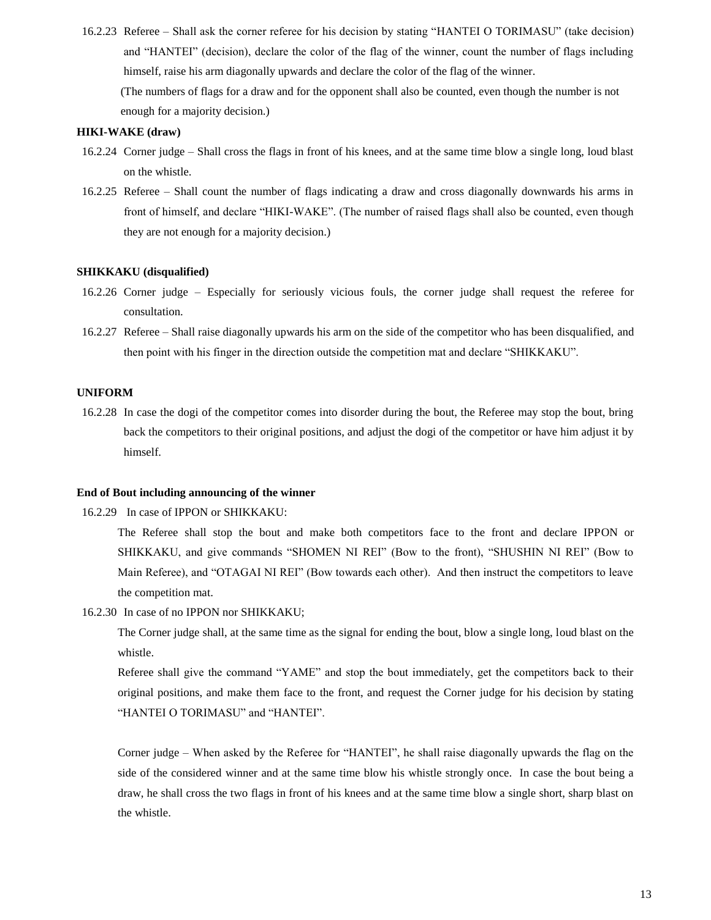16.2.23 Referee – Shall ask the corner referee for his decision by stating “HANTEI O TORIMASU” (take decision) and “HANTEI” (decision), declare the color of the flag of the winner, count the number of flags including himself, raise his arm diagonally upwards and declare the color of the flag of the winner.

(The numbers of flags for a draw and for the opponent shall also be counted, even though the number is not enough for a majority decision.)

**HIKI-WAKE (draw)**

16.2.24 Corner judge – Shall cross the flags in front of his knees, and at the same time blow a single long, loud blast on the whistle.

16.2.25 Referee – Shall count the number of flags indicating a draw and cross diagonally downwards his arms in front of himself, and declare “HIKI-WAKE”. (The number of raised flags shall also be counted, even though they are not enough for a majority decision.)

**SHIKKAKU (disqualified)**

16.2.26 Corner judge – Especially for seriously vicious fouls, the corner judge shall request the referee for consultation.

16.2.27 Referee – Shall raise diagonally upwards his arm on the side of the competitor who has been disqualified, and then point with his finger in the direction outside the competition mat and declare “SHIKKAKU”.

**UNIFORM**

16.2.28 In case the dogi of the competitor comes into disorder during the bout, the Referee may stop the bout, bring back the competitors to their original positions, and adjust the dogi of the competitor or have him adjust it by himself.

**End of Bout including announcing of the winner**

16.2.29 In case of IPPON or SHIKKAKU:

The Referee shall stop the bout and make both competitors face to the front and declare IPPON or SHIKKAKU, and give commands “SHOMEN NI REI” (Bow to the front), “SHUSHIN NI REI” (Bow to Main Referee), and “OTAGAI NI REI” (Bow towards each other). And then instruct the competitors to leave the competition mat.

16.2.30 In case of no IPPON nor SHIKKAKU;

The Corner judge shall, at the same time as the signal for ending the bout, blow a single long, loud blast on the whistle.

Referee shall give the command “YAME” and stop the bout immediately, get the competitors back to their original positions, and make them face to the front, and request the Corner judge for his decision by stating “HANTEI O TORIMASU” and “HANTEI”.

Corner judge – When asked by the Referee for “HANTEI”, he shall raise diagonally upwards the flag on the side of the considered winner and at the same time blow his whistle strongly once. In case the bout being a draw, he shall cross the two flags in front of his knees and at the same time blow a single short, sharp blast on the whistle.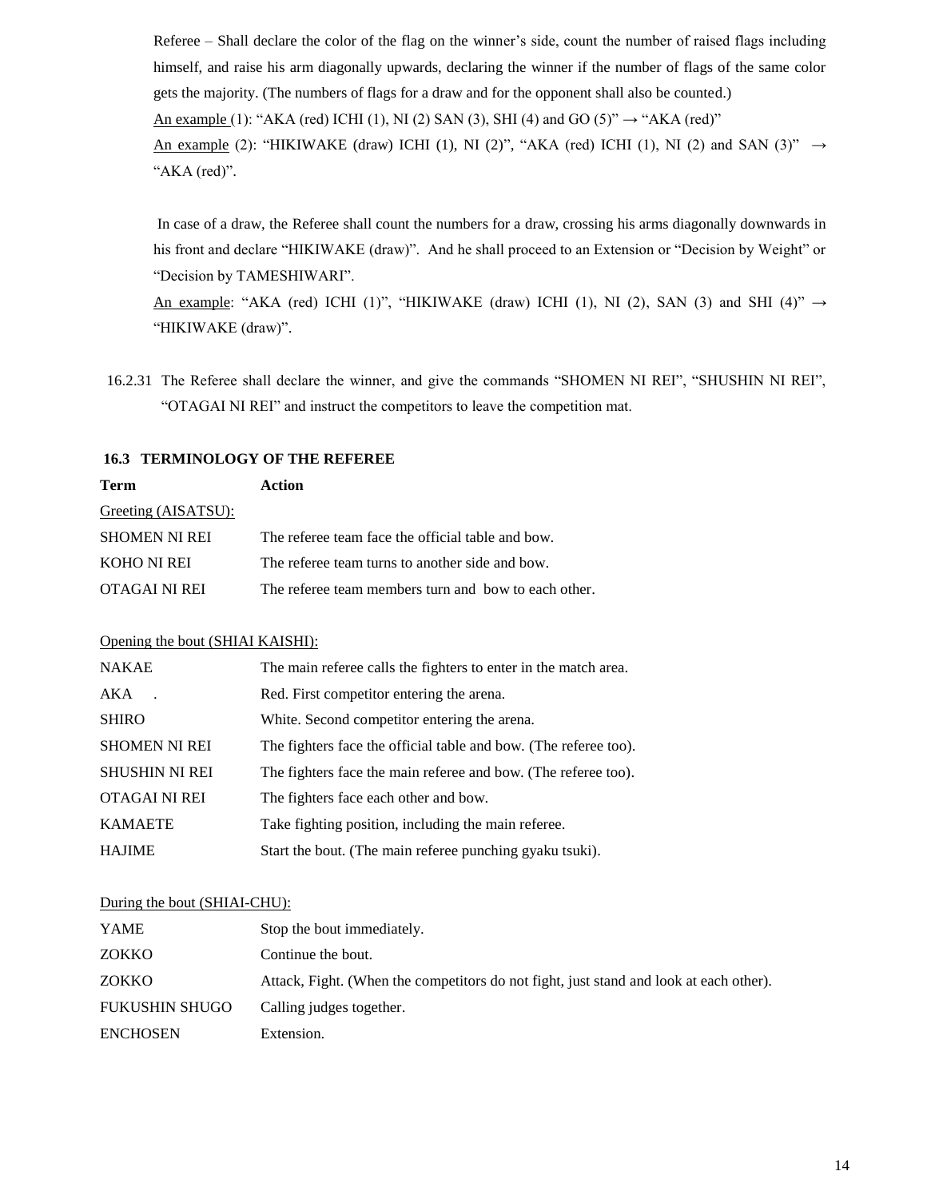Referee – Shall declare the color of the flag on the winner's side, count the number of raised flags including himself, and raise his arm diagonally upwards, declaring the winner if the number of flags of the same color gets the majority. (The numbers of flags for a draw and for the opponent shall also be counted.)

An example (1): "AKA (red) ICHI (1), NI (2) SAN (3), SHI (4) and GO (5)" → "AKA (red)"

An example (2): "HIKIWAKE (draw) ICHI (1), NI (2)", "AKA (red) ICHI (1), NI (2) and SAN (3)" → "AKA (red)".

In case of a draw, the Referee shall count the numbers for a draw, crossing his arms diagonally downwards in his front and declare "HIKIWAKE (draw)". And he shall proceed to an Extension or "Decision by Weight" or "Decision by TAMESHIWARI".

An example: "AKA (red) ICHI (1)", "HIKIWAKE (draw) ICHI (1), NI (2), SAN (3) and SHI (4)" → "HIKIWAKE (draw)".

16.2.31 The Referee shall declare the winner, and give the commands "SHOMEN NI REI", "SHUSHIN NI REI", "OTAGAI NI REI" and instruct the competitors to leave the competition mat.

### 16.3 TERMINOLOGY OF THE REFEREE

| Term | Action |
|---|---|
| Greeting (AISATSU): | |
| SHOMEN NI REI | The referee team face the official table and bow. |
| KOHO NI REI | The referee team turns to another side and bow. |
| OTAGAI NI REI | The referee team members turn and bow to each other. |
| | |
| Opening the bout (SHIAI KAISHI): | |
| NAKAE | The main referee calls the fighters to enter in the match area. |
| AKA . | Red. First competitor entering the arena. |
| SHIRO | White. Second competitor entering the arena. |
| SHOMEN NI REI | The fighters face the official table and bow. (The referee too). |
| SHUSHIN NI REI | The fighters face the main referee and bow. (The referee too). |
| OTAGAI NI REI | The fighters face each other and bow. |
| KAMAETE | Take fighting position, including the main referee. |
| HAJIME | Start the bout. (The main referee punching gyaku tsuki). |
| | |
| During the bout (SHIAI-CHU): | |
| YAME | Stop the bout immediately. |
| ZOKKO | Continue the bout. |
| ZOKKO | Attack, Fight. (When the competitors do not fight, just stand and look at each other). |
| FUKUSHIN SHUGO | Calling judges together. |
| ENCHOSEN | Extension. |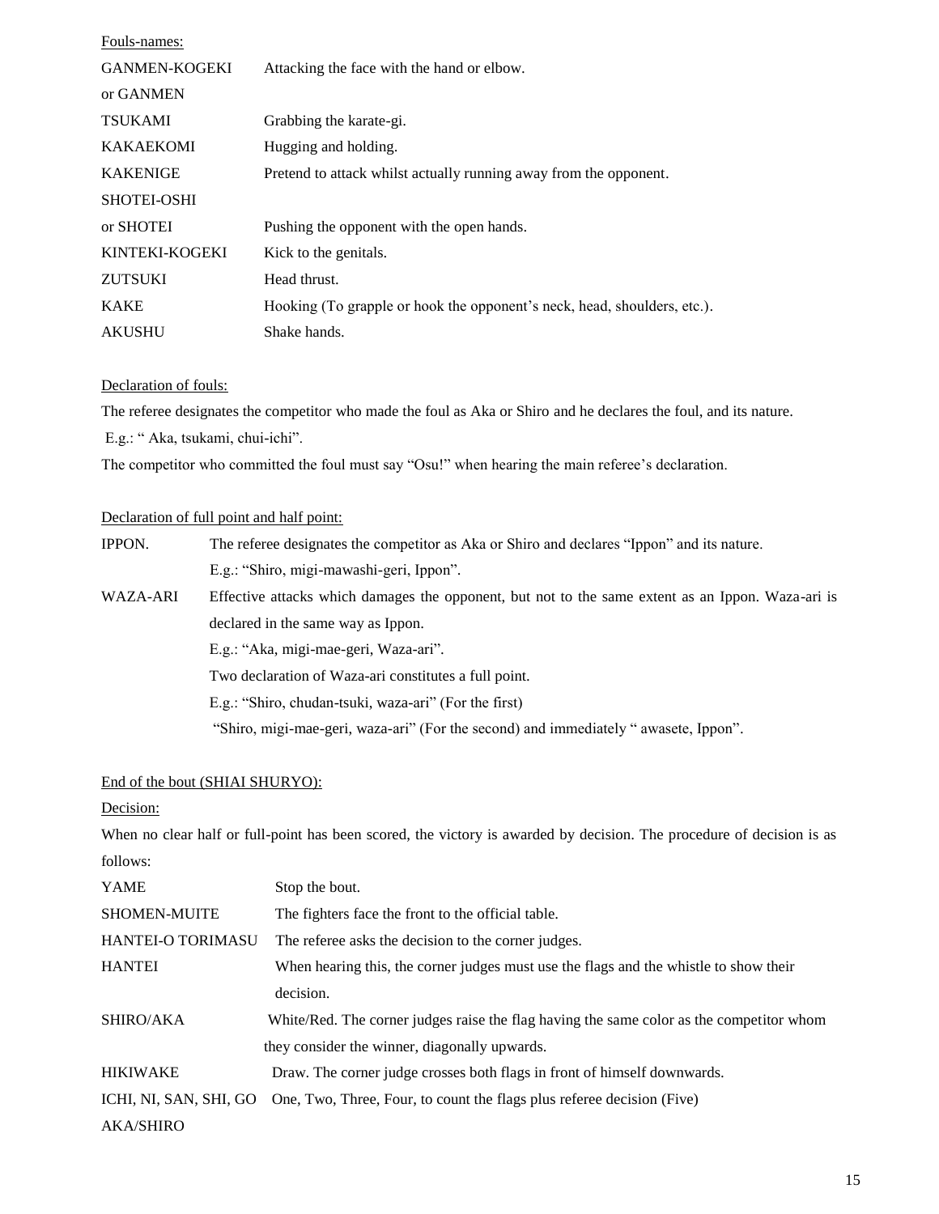Fouls-names:

| | |
|---|---|
| GANMEN-KOGEKI or GANMEN | Attacking the face with the hand or elbow. |
| TSUKAMI | Grabbing the karate-gi. |
| KAKAEKOMI | Hugging and holding. |
| KAKENIGE | Pretend to attack whilst actually running away from the opponent. |
| SHOTEI-OSHI or SHOTEI | Pushing the opponent with the open hands. |
| KINTEKI-KOGEKI | Kick to the genitals. |
| ZUTSUKI | Head thrust. |
| KAKE | Hooking (To grapple or hook the opponent's neck, head, shoulders, etc.). |
| AKUSHU | Shake hands. |

Declaration of fouls:

The referee designates the competitor who made the foul as Aka or Shiro and he declares the foul, and its nature.

E.g.: " Aka, tsukami, chui-ichi".

The competitor who committed the foul must say "Osu!" when hearing the main referee's declaration.

Declaration of full point and half point:

IPPON. The referee designates the competitor as Aka or Shiro and declares "Ippon" and its nature.
E.g.: "Shiro, migi-mawashi-geri, Ippon".

WAZA-ARI Effective attacks which damages the opponent, but not to the same extent as an Ippon. Waza-ari is declared in the same way as Ippon.
E.g.: "Aka, migi-mae-geri, Waza-ari".
Two declaration of Waza-ari constitutes a full point.
E.g.: "Shiro, chudan-tsuki, waza-ari" (For the first)
"Shiro, migi-mae-geri, waza-ari" (For the second) and immediately " awasete, Ippon".

End of the bout (SHIAI SHURYO):

Decision:

When no clear half or full-point has been scored, the victory is awarded by decision. The procedure of decision is as follows:

| | |
|---|---|
| YAME | Stop the bout. |
| SHOMEN-MUITE | The fighters face the front to the official table. |
| HANTEI-O TORIMASU | The referee asks the decision to the corner judges. |
| HANTEI | When hearing this, the corner judges must use the flags and the whistle to show their decision. |
| SHIRO/AKA | White/Red. The corner judges raise the flag having the same color as the competitor whom they consider the winner, diagonally upwards. |
| HIKIWAKE | Draw. The corner judge crosses both flags in front of himself downwards. |
| ICHI, NI, SAN, SHI, GO | One, Two, Three, Four, to count the flags plus referee decision (Five) |
| AKA/SHIRO | |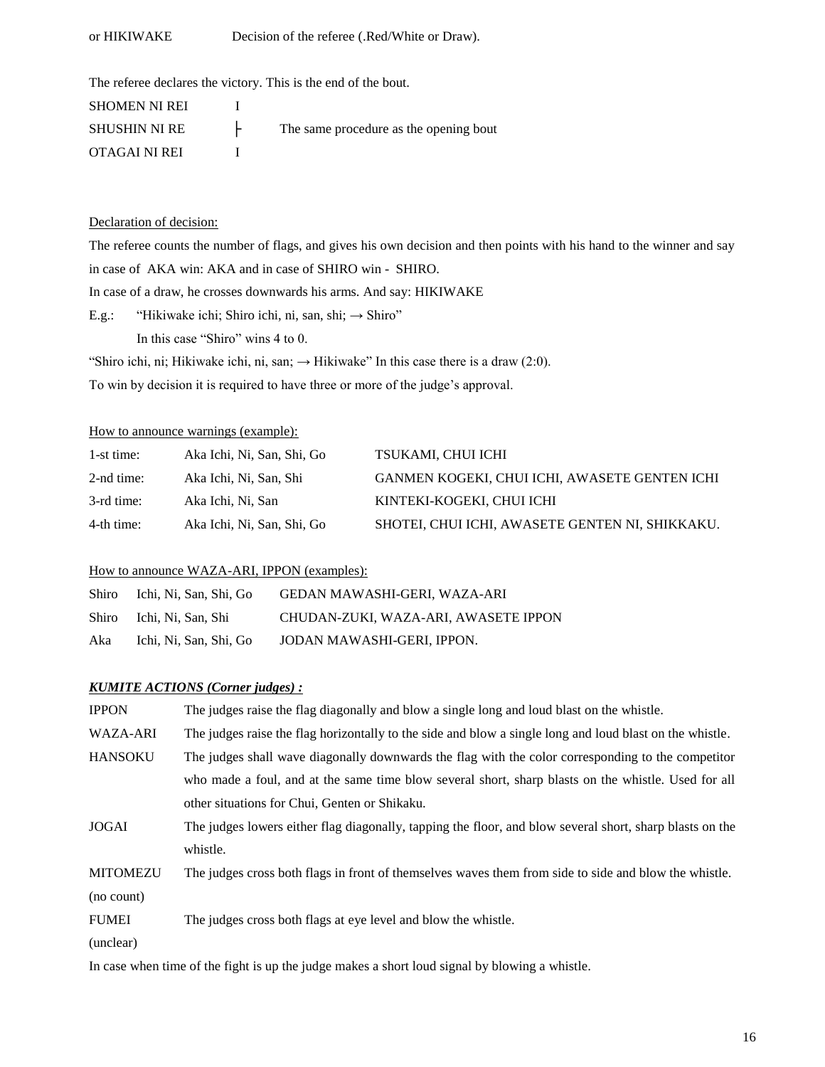or HIKIWAKE Decision of the referee (.Red/White or Draw).

The referee declares the victory. This is the end of the bout.

| | | |
|---|---|---|
| SHOMEN NI REI | I | |
| SHUSHIN NI RE | ├ | The same procedure as the opening bout |
| OTAGAI NI REI | I | |

Declaration of decision:

The referee counts the number of flags, and gives his own decision and then points with his hand to the winner and say in case of AKA win: AKA and in case of SHIRO win - SHIRO.

In case of a draw, he crosses downwards his arms. And say: HIKIWAKE

E.g.: "Hikiwake ichi; Shiro ichi, ni, san, shi; → Shiro"

In this case "Shiro" wins 4 to 0.

"Shiro ichi, ni; Hikiwake ichi, ni, san; → Hikiwake" In this case there is a draw (2:0).

To win by decision it is required to have three or more of the judge's approval.

How to announce warnings (example):

| | | |
|---|---|---|
| 1-st time: | Aka Ichi, Ni, San, Shi, Go | TSUKAMI, CHUI ICHI |
| 2-nd time: | Aka Ichi, Ni, San, Shi | GANMEN KOGEKI, CHUI ICHI, AWASETE GENTEN ICHI |
| 3-rd time: | Aka Ichi, Ni, San | KINTEKI-KOGEKI, CHUI ICHI |
| 4-th time: | Aka Ichi, Ni, San, Shi, Go | SHOTEI, CHUI ICHI, AWASETE GENTEN NI, SHIKKAKU. |

How to announce WAZA-ARI, IPPON (examples):

| | | |
|---|---|---|
| Shiro | Ichi, Ni, San, Shi, Go | GEDAN MAWASHI-GERI, WAZA-ARI |
| Shiro | Ichi, Ni, San, Shi | CHUDAN-ZUKI, WAZA-ARI, AWASETE IPPON |
| Aka | Ichi, Ni, San, Shi, Go | JODAN MAWASHI-GERI, IPPON. |

***KUMITE ACTIONS (Corner judges) :***

| | |
|---|---|
| IPPON | The judges raise the flag diagonally and blow a single long and loud blast on the whistle. |
| WAZA-ARI | The judges raise the flag horizontally to the side and blow a single long and loud blast on the whistle. |
| HANSOKU | The judges shall wave diagonally downwards the flag with the color corresponding to the competitor who made a foul, and at the same time blow several short, sharp blasts on the whistle. Used for all other situations for Chui, Genten or Shikaku. |
| JOGAI | The judges lowers either flag diagonally, tapping the floor, and blow several short, sharp blasts on the whistle. |
| MITOMEZU (no count) | The judges cross both flags in front of themselves waves them from side to side and blow the whistle. |
| FUMEI (unclear) | The judges cross both flags at eye level and blow the whistle. |

In case when time of the fight is up the judge makes a short loud signal by blowing a whistle.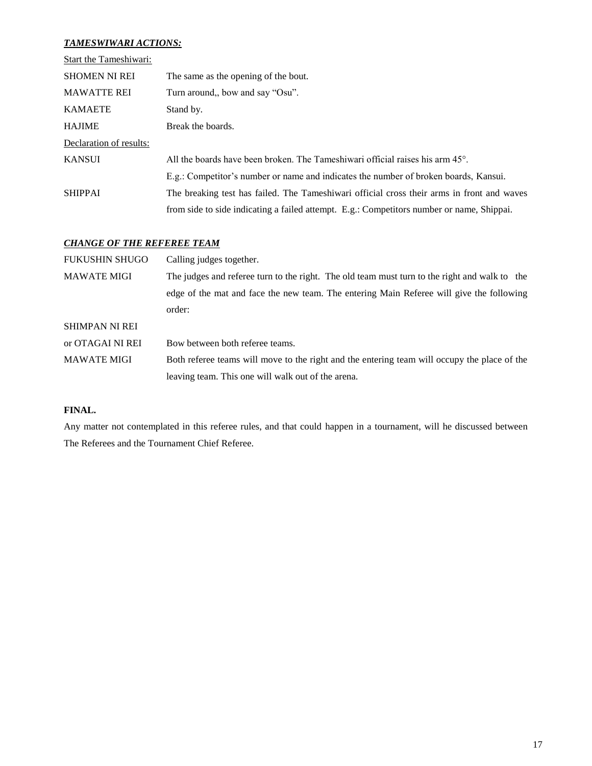***TAMESWIWARI ACTIONS:***

Start the Tameshiwari:

| | |
|---|---|
| SHOMEN NI REI | The same as the opening of the bout. |
| MAWATTE REI | Turn around,, bow and say “Osu”. |
| KAMAETE | Stand by. |
| HAJIME | Break the boards. |

Declaration of results:

| | |
|---|---|
| KANSUI | All the boards have been broken. The Tameshiwari official raises his arm 45°. E.g.: Competitor’s number or name and indicates the number of broken boards, Kansui. |
| SHIPPAI | The breaking test has failed. The Tameshiwari official cross their arms in front and waves from side to side indicating a failed attempt. E.g.: Competitors number or name, Shippai. |

***CHANGE OF THE REFEREE TEAM***

| | |
|---|---|
| FUKUSHIN SHUGO | Calling judges together. |
| MAWATE MIGI | The judges and referee turn to the right. The old team must turn to the right and walk to the edge of the mat and face the new team. The entering Main Referee will give the following order: |
| SHIMPAN NI REI or OTAGAI NI REI | Bow between both referee teams. |
| MAWATE MIGI | Both referee teams will move to the right and the entering team will occupy the place of the leaving team. This one will walk out of the arena. |

**FINAL.**

Any matter not contemplated in this referee rules, and that could happen in a tournament, will he discussed between The Referees and the Tournament Chief Referee.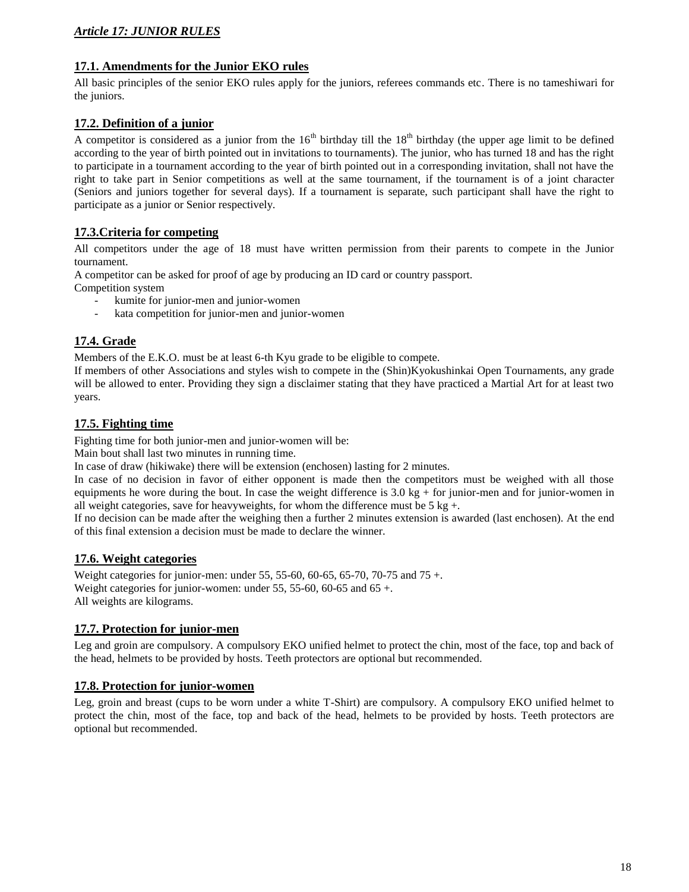## *Article 17: JUNIOR RULES*

### 17.1. Amendments for the Junior EKO rules

All basic principles of the senior EKO rules apply for the juniors, referees commands etc. There is no tameshiwari for the juniors.

### 17.2. Definition of a junior

A competitor is considered as a junior from the 16th birthday till the 18th birthday (the upper age limit to be defined according to the year of birth pointed out in invitations to tournaments). The junior, who has turned 18 and has the right to participate in a tournament according to the year of birth pointed out in a corresponding invitation, shall not have the right to take part in Senior competitions as well at the same tournament, if the tournament is of a joint character (Seniors and juniors together for several days). If a tournament is separate, such participant shall have the right to participate as a junior or Senior respectively.

### 17.3.Criteria for competing

All competitors under the age of 18 must have written permission from their parents to compete in the Junior tournament.

A competitor can be asked for proof of age by producing an ID card or country passport.

Competition system

- kumite for junior-men and junior-women
- kata competition for junior-men and junior-women

### 17.4. Grade

Members of the E.K.O. must be at least 6-th Kyu grade to be eligible to compete.

If members of other Associations and styles wish to compete in the (Shin)Kyokushinkai Open Tournaments, any grade will be allowed to enter. Providing they sign a disclaimer stating that they have practiced a Martial Art for at least two years.

### 17.5. Fighting time

Fighting time for both junior-men and junior-women will be:

Main bout shall last two minutes in running time.

In case of draw (hikiwake) there will be extension (enchosen) lasting for 2 minutes.

In case of no decision in favor of either opponent is made then the competitors must be weighed with all those equipments he wore during the bout. In case the weight difference is 3.0 kg + for junior-men and for junior-women in all weight categories, save for heavyweights, for whom the difference must be 5 kg +.

If no decision can be made after the weighing then a further 2 minutes extension is awarded (last enchosen). At the end of this final extension a decision must be made to declare the winner.

### 17.6. Weight categories

Weight categories for junior-men: under 55, 55-60, 60-65, 65-70, 70-75 and 75 +.

Weight categories for junior-women: under 55, 55-60, 60-65 and 65 +.

All weights are kilograms.

### 17.7. Protection for junior-men

Leg and groin are compulsory. A compulsory EKO unified helmet to protect the chin, most of the face, top and back of the head, helmets to be provided by hosts. Teeth protectors are optional but recommended.

### 17.8. Protection for junior-women

Leg, groin and breast (cups to be worn under a white T-Shirt) are compulsory. A compulsory EKO unified helmet to protect the chin, most of the face, top and back of the head, helmets to be provided by hosts. Teeth protectors are optional but recommended.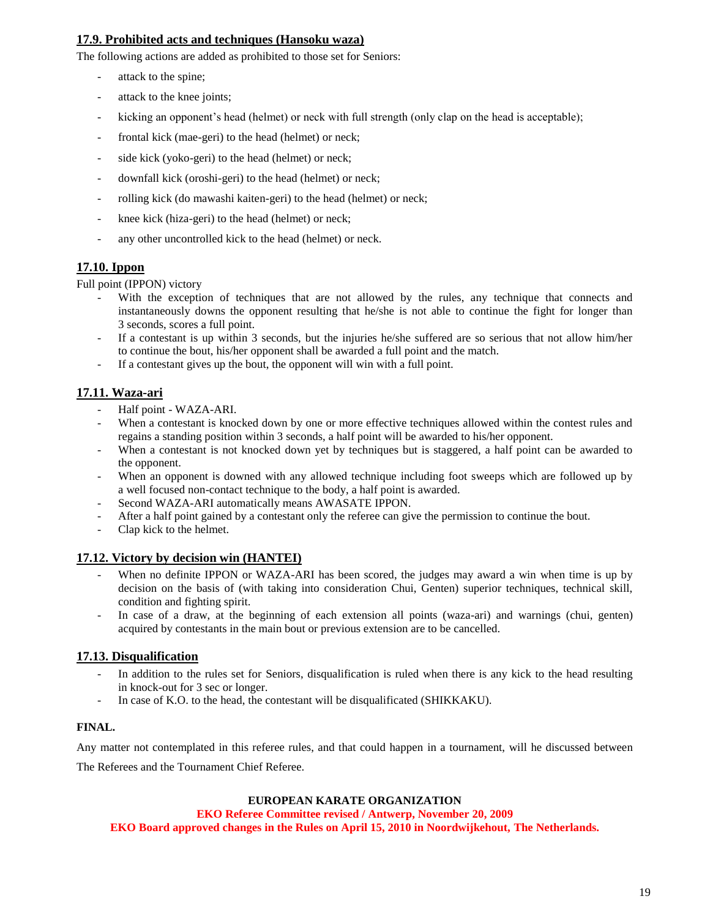### 17.9. Prohibited acts and techniques (Hansoku waza)

The following actions are added as prohibited to those set for Seniors:

- attack to the spine;
- attack to the knee joints;
- kicking an opponent's head (helmet) or neck with full strength (only clap on the head is acceptable);
- frontal kick (mae-geri) to the head (helmet) or neck;
- side kick (yoko-geri) to the head (helmet) or neck;
- downfall kick (oroshi-geri) to the head (helmet) or neck;
- rolling kick (do mawashi kaiten-geri) to the head (helmet) or neck;
- knee kick (hiza-geri) to the head (helmet) or neck;
- any other uncontrolled kick to the head (helmet) or neck.

### 17.10. Ippon

Full point (IPPON) victory

- With the exception of techniques that are not allowed by the rules, any technique that connects and instantaneously downs the opponent resulting that he/she is not able to continue the fight for longer than 3 seconds, scores a full point.
- If a contestant is up within 3 seconds, but the injuries he/she suffered are so serious that not allow him/her to continue the bout, his/her opponent shall be awarded a full point and the match.
- If a contestant gives up the bout, the opponent will win with a full point.

### 17.11. Waza-ari

- Half point - WAZA-ARI.
- When a contestant is knocked down by one or more effective techniques allowed within the contest rules and regains a standing position within 3 seconds, a half point will be awarded to his/her opponent.
- When a contestant is not knocked down yet by techniques but is staggered, a half point can be awarded to the opponent.
- When an opponent is downed with any allowed technique including foot sweeps which are followed up by a well focused non-contact technique to the body, a half point is awarded.
- Second WAZA-ARI automatically means AWASATE IPPON.
- After a half point gained by a contestant only the referee can give the permission to continue the bout.
- Clap kick to the helmet.

### 17.12. Victory by decision win (HANTEI)

- When no definite IPPON or WAZA-ARI has been scored, the judges may award a win when time is up by decision on the basis of (with taking into consideration Chui, Genten) superior techniques, technical skill, condition and fighting spirit.
- In case of a draw, at the beginning of each extension all points (waza-ari) and warnings (chui, genten) acquired by contestants in the main bout or previous extension are to be cancelled.

### 17.13. Disqualification

- In addition to the rules set for Seniors, disqualification is ruled when there is any kick to the head resulting in knock-out for 3 sec or longer.
- In case of K.O. to the head, the contestant will be disqualificated (SHIKKAKU).

**FINAL.**

Any matter not contemplated in this referee rules, and that could happen in a tournament, will he discussed between The Referees and the Tournament Chief Referee.

**EUROPEAN KARATE ORGANIZATION**

**EKO Referee Committee revised / Antwerp, November 20, 2009**

**EKO Board approved changes in the Rules on April 15, 2010 in Noordwijkehout, The Netherlands.**